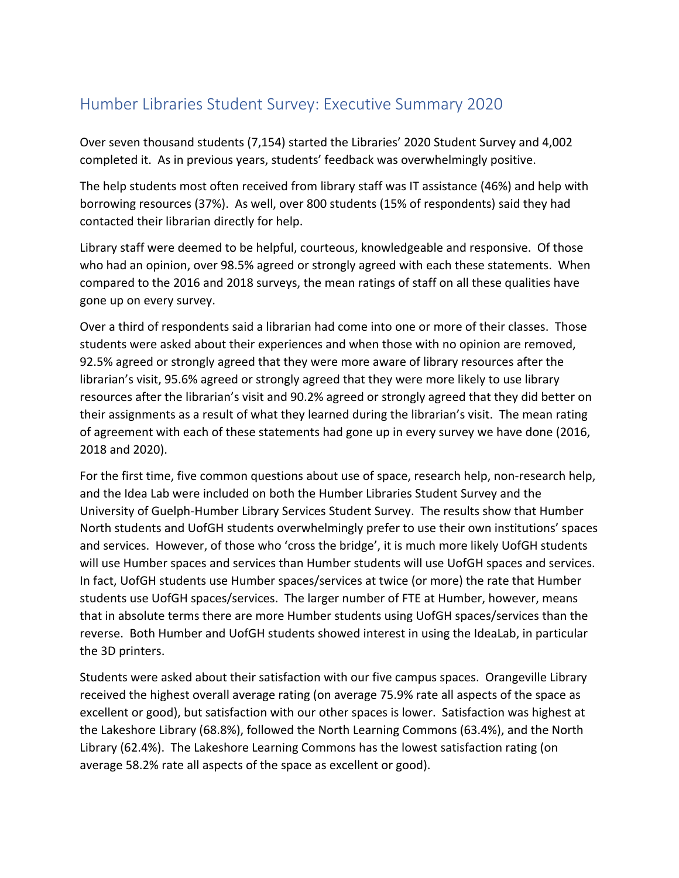# Humber Libraries Student Survey: Executive Summary 2020

Over seven thousand students (7,154) started the Libraries' 2020 Student Survey and 4,002 completed it. As in previous years, students' feedback was overwhelmingly positive.

The help students most often received from library staff was IT assistance (46%) and help with borrowing resources (37%). As well, over 800 students (15% of respondents) said they had contacted their librarian directly for help.

Library staff were deemed to be helpful, courteous, knowledgeable and responsive. Of those who had an opinion, over 98.5% agreed or strongly agreed with each these statements. When compared to the 2016 and 2018 surveys, the mean ratings of staff on all these qualities have gone up on every survey.

Over a third of respondents said a librarian had come into one or more of their classes. Those students were asked about their experiences and when those with no opinion are removed, 92.5% agreed or strongly agreed that they were more aware of library resources after the librarian's visit, 95.6% agreed or strongly agreed that they were more likely to use library resources after the librarian's visit and 90.2% agreed or strongly agreed that they did better on their assignments as a result of what they learned during the librarian's visit. The mean rating of agreement with each of these statements had gone up in every survey we have done (2016, 2018 and 2020).

For the first time, five common questions about use of space, research help, non-research help, and the Idea Lab were included on both the Humber Libraries Student Survey and the University of Guelph-Humber Library Services Student Survey. The results show that Humber North students and UofGH students overwhelmingly prefer to use their own institutions' spaces and services. However, of those who 'cross the bridge', it is much more likely UofGH students will use Humber spaces and services than Humber students will use UofGH spaces and services. In fact, UofGH students use Humber spaces/services at twice (or more) the rate that Humber students use UofGH spaces/services. The larger number of FTE at Humber, however, means that in absolute terms there are more Humber students using UofGH spaces/services than the reverse. Both Humber and UofGH students showed interest in using the IdeaLab, in particular the 3D printers.

Students were asked about their satisfaction with our five campus spaces. Orangeville Library received the highest overall average rating (on average 75.9% rate all aspects of the space as excellent or good), but satisfaction with our other spaces is lower. Satisfaction was highest at the Lakeshore Library (68.8%), followed the North Learning Commons (63.4%), and the North Library (62.4%). The Lakeshore Learning Commons has the lowest satisfaction rating (on average 58.2% rate all aspects of the space as excellent or good).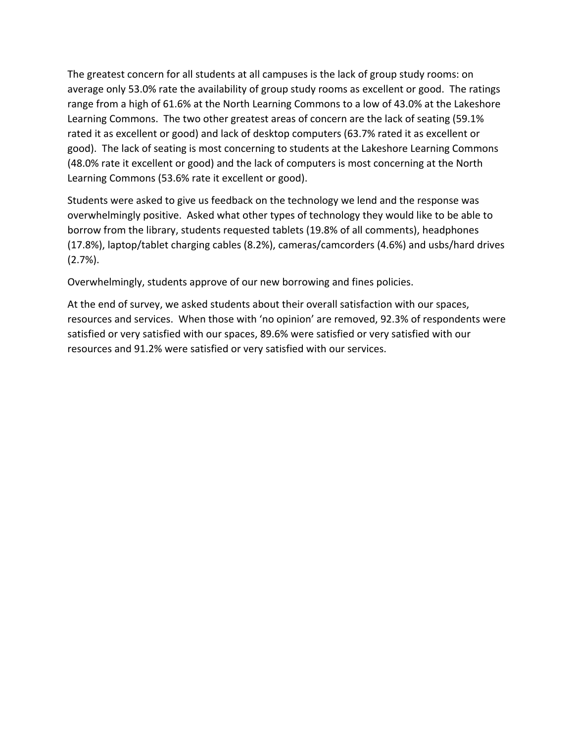The greatest concern for all students at all campuses is the lack of group study rooms: on average only 53.0% rate the availability of group study rooms as excellent or good. The ratings range from a high of 61.6% at the North Learning Commons to a low of 43.0% at the Lakeshore Learning Commons. The two other greatest areas of concern are the lack of seating (59.1% rated it as excellent or good) and lack of desktop computers (63.7% rated it as excellent or good). The lack of seating is most concerning to students at the Lakeshore Learning Commons (48.0% rate it excellent or good) and the lack of computers is most concerning at the North Learning Commons (53.6% rate it excellent or good).

Students were asked to give us feedback on the technology we lend and the response was overwhelmingly positive. Asked what other types of technology they would like to be able to borrow from the library, students requested tablets (19.8% of all comments), headphones (17.8%), laptop/tablet charging cables (8.2%), cameras/camcorders (4.6%) and usbs/hard drives (2.7%).

Overwhelmingly, students approve of our new borrowing and fines policies.

At the end of survey, we asked students about their overall satisfaction with our spaces, resources and services. When those with 'no opinion' are removed, 92.3% of respondents were satisfied or very satisfied with our spaces, 89.6% were satisfied or very satisfied with our resources and 91.2% were satisfied or very satisfied with our services.